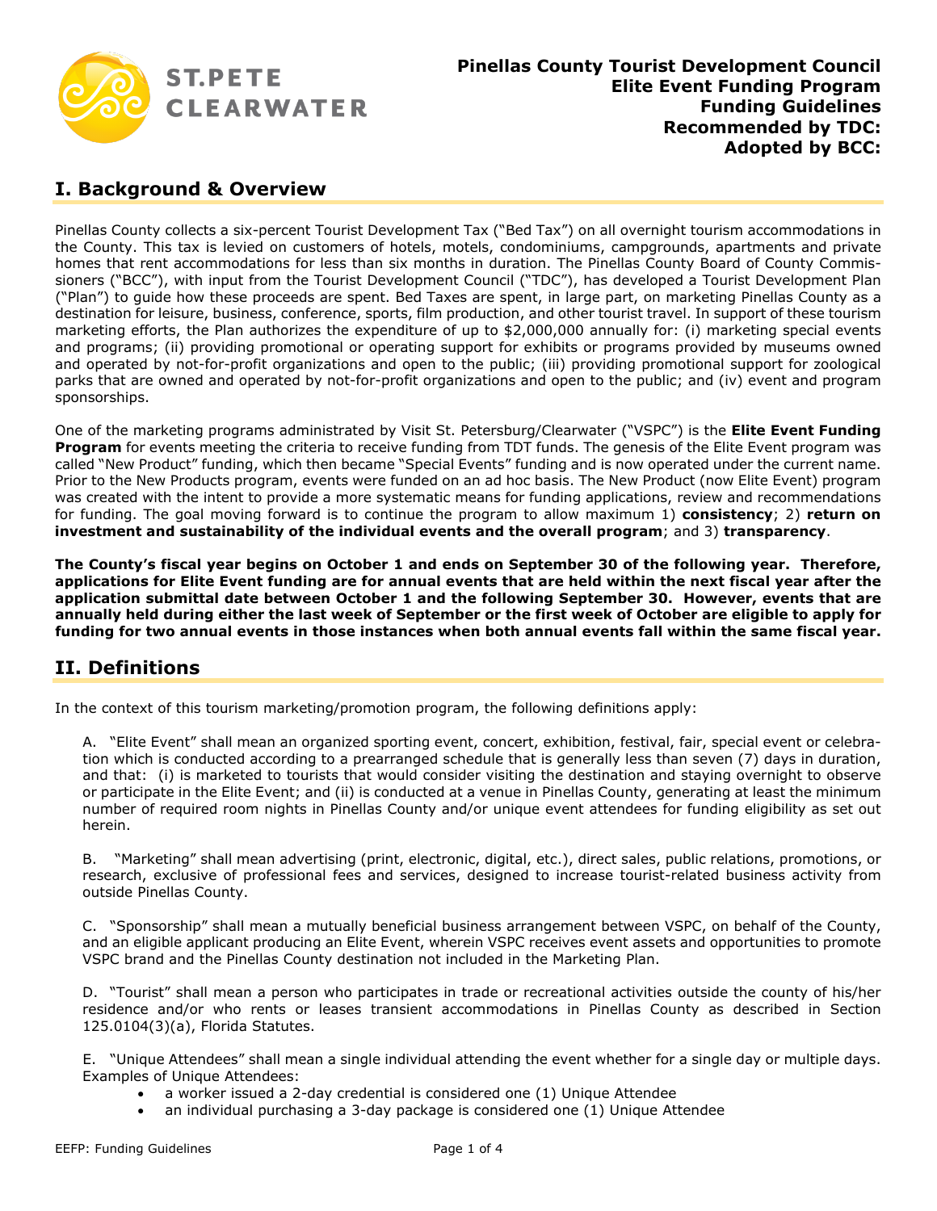ST.PETE CLEARWATER

**Pinellas County Tourist Development Council**
**Elite Event Funding Program**
**Funding Guidelines**
**Recommended by TDC:**
**Adopted by BCC:**

## I. Background & Overview

Pinellas County collects a six-percent Tourist Development Tax ("Bed Tax") on all overnight tourism accommodations in the County. This tax is levied on customers of hotels, motels, condominiums, campgrounds, apartments and private homes that rent accommodations for less than six months in duration. The Pinellas County Board of County Commissioners ("BCC"), with input from the Tourist Development Council ("TDC"), has developed a Tourist Development Plan ("Plan") to guide how these proceeds are spent. Bed Taxes are spent, in large part, on marketing Pinellas County as a destination for leisure, business, conference, sports, film production, and other tourist travel. In support of these tourism marketing efforts, the Plan authorizes the expenditure of up to $2,000,000 annually for: (i) marketing special events and programs; (ii) providing promotional or operating support for exhibits or programs provided by museums owned and operated by not-for-profit organizations and open to the public; (iii) providing promotional support for zoological parks that are owned and operated by not-for-profit organizations and open to the public; and (iv) event and program sponsorships.

One of the marketing programs administrated by Visit St. Petersburg/Clearwater ("VSPC") is the **Elite Event Funding Program** for events meeting the criteria to receive funding from TDT funds. The genesis of the Elite Event program was called "New Product" funding, which then became "Special Events" funding and is now operated under the current name. Prior to the New Products program, events were funded on an ad hoc basis. The New Product (now Elite Event) program was created with the intent to provide a more systematic means for funding applications, review and recommendations for funding. The goal moving forward is to continue the program to allow maximum 1) **consistency**; 2) **return on investment and sustainability of the individual events and the overall program**; and 3) **transparency**.

**The County's fiscal year begins on October 1 and ends on September 30 of the following year. Therefore, applications for Elite Event funding are for annual events that are held within the next fiscal year after the application submittal date between October 1 and the following September 30. However, events that are annually held during either the last week of September or the first week of October are eligible to apply for funding for two annual events in those instances when both annual events fall within the same fiscal year.**

## II. Definitions

In the context of this tourism marketing/promotion program, the following definitions apply:

A. "Elite Event" shall mean an organized sporting event, concert, exhibition, festival, fair, special event or celebration which is conducted according to a prearranged schedule that is generally less than seven (7) days in duration, and that: (i) is marketed to tourists that would consider visiting the destination and staying overnight to observe or participate in the Elite Event; and (ii) is conducted at a venue in Pinellas County, generating at least the minimum number of required room nights in Pinellas County and/or unique event attendees for funding eligibility as set out herein.

B. "Marketing" shall mean advertising (print, electronic, digital, etc.), direct sales, public relations, promotions, or research, exclusive of professional fees and services, designed to increase tourist-related business activity from outside Pinellas County.

C. "Sponsorship" shall mean a mutually beneficial business arrangement between VSPC, on behalf of the County, and an eligible applicant producing an Elite Event, wherein VSPC receives event assets and opportunities to promote VSPC brand and the Pinellas County destination not included in the Marketing Plan.

D. "Tourist" shall mean a person who participates in trade or recreational activities outside the county of his/her residence and/or who rents or leases transient accommodations in Pinellas County as described in Section 125.0104(3)(a), Florida Statutes.

E. "Unique Attendees" shall mean a single individual attending the event whether for a single day or multiple days. Examples of Unique Attendees:

- a worker issued a 2-day credential is considered one (1) Unique Attendee
- an individual purchasing a 3-day package is considered one (1) Unique Attendee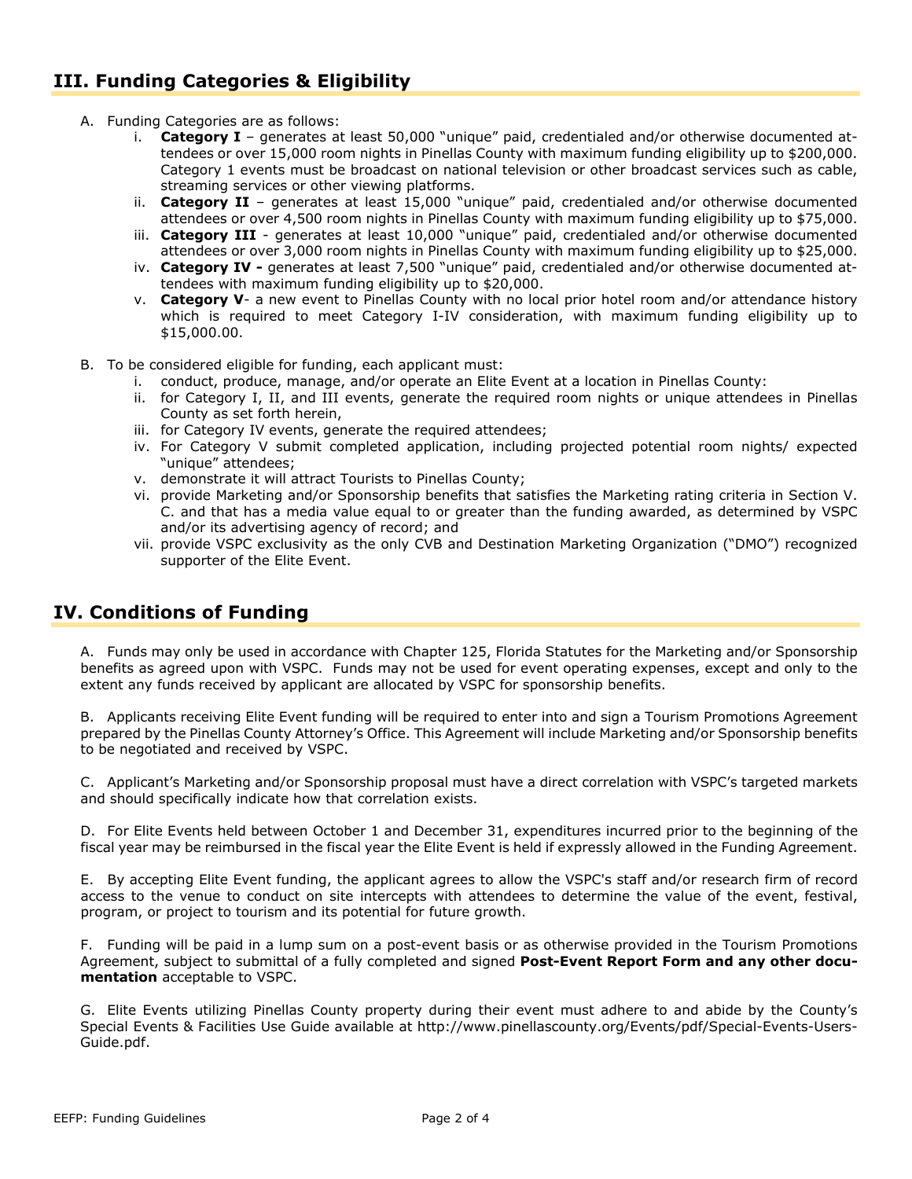## III. Funding Categories & Eligibility

A. Funding Categories are as follows:

i. **Category I** – generates at least 50,000 "unique" paid, credentialed and/or otherwise documented attendees or over 15,000 room nights in Pinellas County with maximum funding eligibility up to $200,000. Category 1 events must be broadcast on national television or other broadcast services such as cable, streaming services or other viewing platforms.

ii. **Category II** – generates at least 15,000 "unique" paid, credentialed and/or otherwise documented attendees or over 4,500 room nights in Pinellas County with maximum funding eligibility up to $75,000.

iii. **Category III** - generates at least 10,000 "unique" paid, credentialed and/or otherwise documented attendees or over 3,000 room nights in Pinellas County with maximum funding eligibility up to $25,000.

iv. **Category IV -** generates at least 7,500 "unique" paid, credentialed and/or otherwise documented attendees with maximum funding eligibility up to $20,000.

v. **Category V**- a new event to Pinellas County with no local prior hotel room and/or attendance history which is required to meet Category I-IV consideration, with maximum funding eligibility up to $15,000.00.

B. To be considered eligible for funding, each applicant must:

i. conduct, produce, manage, and/or operate an Elite Event at a location in Pinellas County:

ii. for Category I, II, and III events, generate the required room nights or unique attendees in Pinellas County as set forth herein,

iii. for Category IV events, generate the required attendees;

iv. For Category V submit completed application, including projected potential room nights/ expected "unique" attendees;

v. demonstrate it will attract Tourists to Pinellas County;

vi. provide Marketing and/or Sponsorship benefits that satisfies the Marketing rating criteria in Section V. C. and that has a media value equal to or greater than the funding awarded, as determined by VSPC and/or its advertising agency of record; and

vii. provide VSPC exclusivity as the only CVB and Destination Marketing Organization ("DMO") recognized supporter of the Elite Event.

## IV. Conditions of Funding

A. Funds may only be used in accordance with Chapter 125, Florida Statutes for the Marketing and/or Sponsorship benefits as agreed upon with VSPC. Funds may not be used for event operating expenses, except and only to the extent any funds received by applicant are allocated by VSPC for sponsorship benefits.

B. Applicants receiving Elite Event funding will be required to enter into and sign a Tourism Promotions Agreement prepared by the Pinellas County Attorney's Office. This Agreement will include Marketing and/or Sponsorship benefits to be negotiated and received by VSPC.

C. Applicant's Marketing and/or Sponsorship proposal must have a direct correlation with VSPC's targeted markets and should specifically indicate how that correlation exists.

D. For Elite Events held between October 1 and December 31, expenditures incurred prior to the beginning of the fiscal year may be reimbursed in the fiscal year the Elite Event is held if expressly allowed in the Funding Agreement.

E. By accepting Elite Event funding, the applicant agrees to allow the VSPC's staff and/or research firm of record access to the venue to conduct on site intercepts with attendees to determine the value of the event, festival, program, or project to tourism and its potential for future growth.

F. Funding will be paid in a lump sum on a post-event basis or as otherwise provided in the Tourism Promotions Agreement, subject to submittal of a fully completed and signed **Post-Event Report Form and any other documentation** acceptable to VSPC.

G. Elite Events utilizing Pinellas County property during their event must adhere to and abide by the County's Special Events & Facilities Use Guide available at http://www.pinellascounty.org/Events/pdf/Special-Events-Users-Guide.pdf.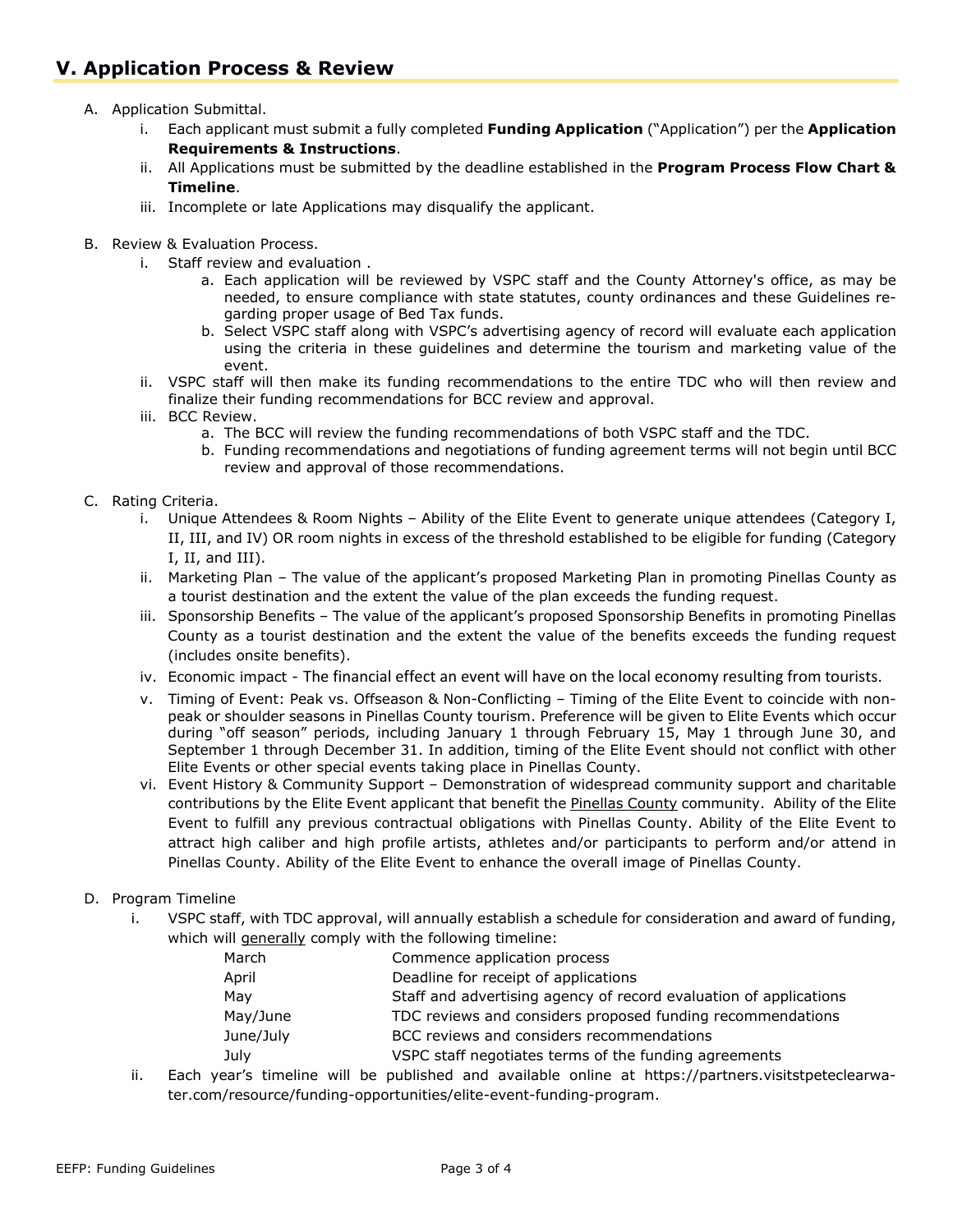## V. Application Process & Review

A. Application Submittal.
   i. Each applicant must submit a fully completed **Funding Application** ("Application") per the **Application Requirements & Instructions**.
   ii. All Applications must be submitted by the deadline established in the **Program Process Flow Chart & Timeline**.
   iii. Incomplete or late Applications may disqualify the applicant.

B. Review & Evaluation Process.
   i. Staff review and evaluation .
      a. Each application will be reviewed by VSPC staff and the County Attorney's office, as may be needed, to ensure compliance with state statutes, county ordinances and these Guidelines regarding proper usage of Bed Tax funds.
      b. Select VSPC staff along with VSPC's advertising agency of record will evaluate each application using the criteria in these guidelines and determine the tourism and marketing value of the event.
   ii. VSPC staff will then make its funding recommendations to the entire TDC who will then review and finalize their funding recommendations for BCC review and approval.
   iii. BCC Review.
      a. The BCC will review the funding recommendations of both VSPC staff and the TDC.
      b. Funding recommendations and negotiations of funding agreement terms will not begin until BCC review and approval of those recommendations.

C. Rating Criteria.
   i. Unique Attendees & Room Nights – Ability of the Elite Event to generate unique attendees (Category I, II, III, and IV) OR room nights in excess of the threshold established to be eligible for funding (Category I, II, and III).
   ii. Marketing Plan – The value of the applicant's proposed Marketing Plan in promoting Pinellas County as a tourist destination and the extent the value of the plan exceeds the funding request.
   iii. Sponsorship Benefits – The value of the applicant's proposed Sponsorship Benefits in promoting Pinellas County as a tourist destination and the extent the value of the benefits exceeds the funding request (includes onsite benefits).
   iv. Economic impact - The financial effect an event will have on the local economy resulting from tourists.
   v. Timing of Event: Peak vs. Offseason & Non-Conflicting – Timing of the Elite Event to coincide with non-peak or shoulder seasons in Pinellas County tourism. Preference will be given to Elite Events which occur during "off season" periods, including January 1 through February 15, May 1 through June 30, and September 1 through December 31. In addition, timing of the Elite Event should not conflict with other Elite Events or other special events taking place in Pinellas County.
   vi. Event History & Community Support – Demonstration of widespread community support and charitable contributions by the Elite Event applicant that benefit the Pinellas County community. Ability of the Elite Event to fulfill any previous contractual obligations with Pinellas County. Ability of the Elite Event to attract high caliber and high profile artists, athletes and/or participants to perform and/or attend in Pinellas County. Ability of the Elite Event to enhance the overall image of Pinellas County.

D. Program Timeline
   i. VSPC staff, with TDC approval, will annually establish a schedule for consideration and award of funding, which will generally comply with the following timeline:

| | |
|---|---|
| March | Commence application process |
| April | Deadline for receipt of applications |
| May | Staff and advertising agency of record evaluation of applications |
| May/June | TDC reviews and considers proposed funding recommendations |
| June/July | BCC reviews and considers recommendations |
| July | VSPC staff negotiates terms of the funding agreements |

   ii. Each year's timeline will be published and available online at https://partners.visitstpeteclearwater.com/resource/funding-opportunities/elite-event-funding-program.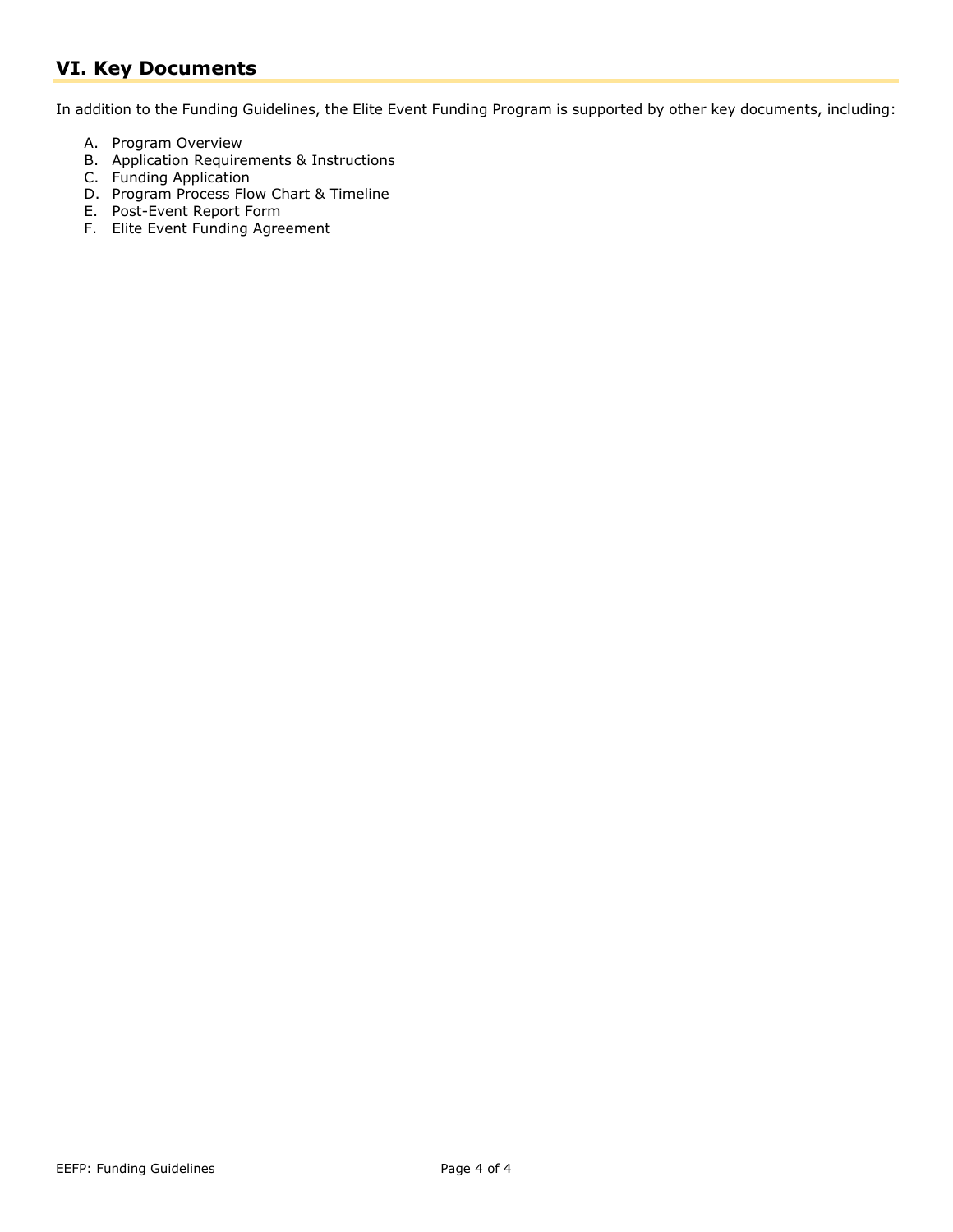## VI. Key Documents

In addition to the Funding Guidelines, the Elite Event Funding Program is supported by other key documents, including:

A. Program Overview
B. Application Requirements & Instructions
C. Funding Application
D. Program Process Flow Chart & Timeline
E. Post-Event Report Form
F. Elite Event Funding Agreement